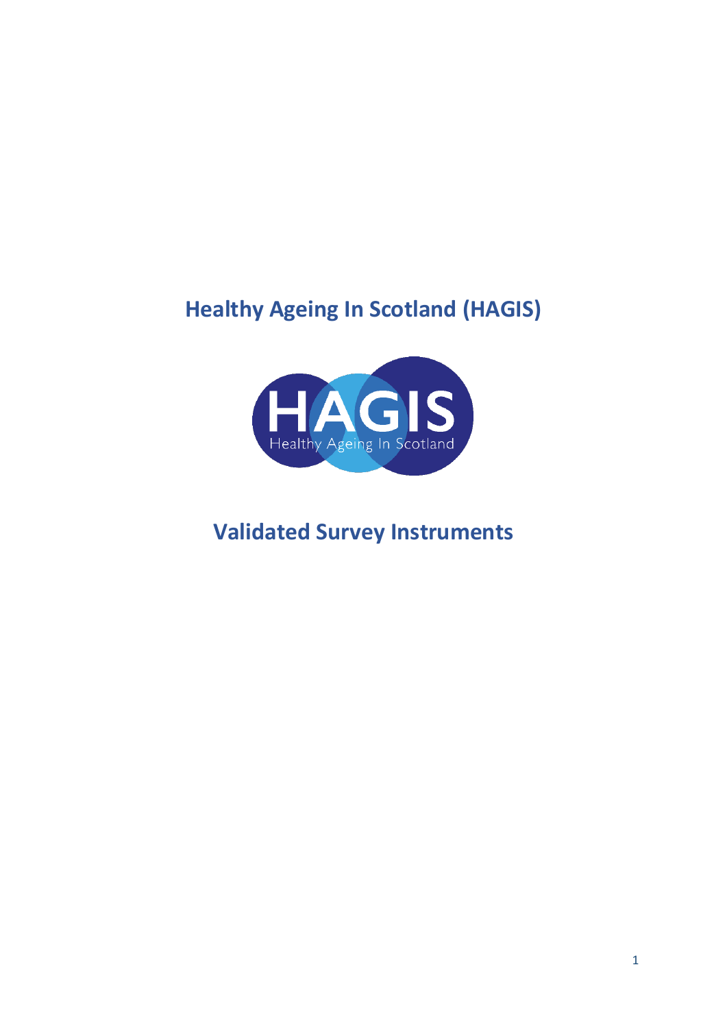# Healthy Ageing In Scotland (HAGIS)

## Validated Survey Instruments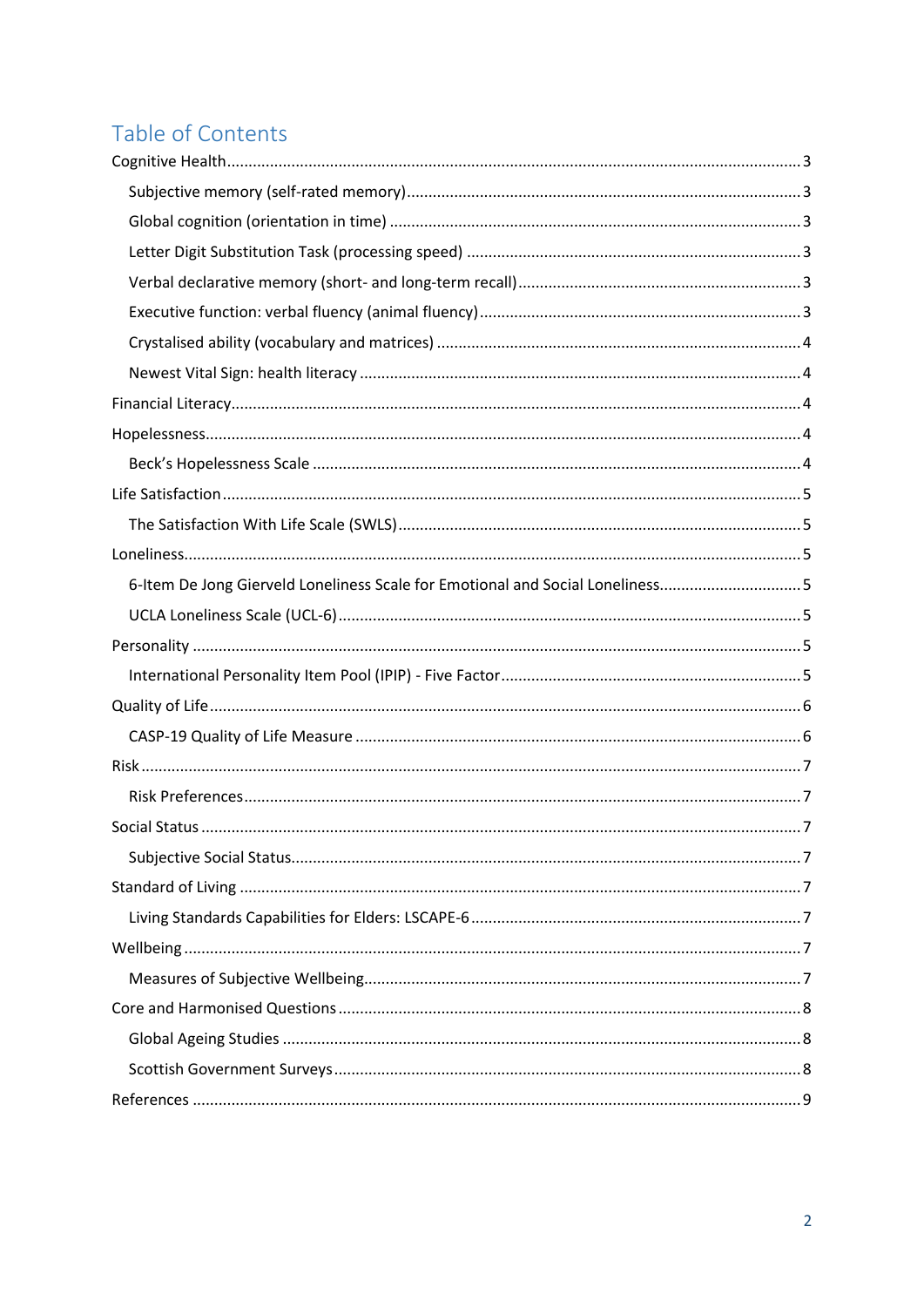# Table of Contents

- Cognitive Health ........ 3
  - Subjective memory (self-rated memory) ........ 3
  - Global cognition (orientation in time) ........ 3
  - Letter Digit Substitution Task (processing speed) ........ 3
  - Verbal declarative memory (short- and long-term recall) ........ 3
  - Executive function: verbal fluency (animal fluency) ........ 3
  - Crystalised ability (vocabulary and matrices) ........ 4
  - Newest Vital Sign: health literacy ........ 4
- Financial Literacy ........ 4
- Hopelessness ........ 4
  - Beck's Hopelessness Scale ........ 4
- Life Satisfaction ........ 5
  - The Satisfaction With Life Scale (SWLS) ........ 5
- Loneliness ........ 5
  - 6-Item De Jong Gierveld Loneliness Scale for Emotional and Social Loneliness ........ 5
  - UCLA Loneliness Scale (UCL-6) ........ 5
- Personality ........ 5
  - International Personality Item Pool (IPIP) - Five Factor ........ 5
- Quality of Life ........ 6
  - CASP-19 Quality of Life Measure ........ 6
- Risk ........ 7
  - Risk Preferences ........ 7
- Social Status ........ 7
  - Subjective Social Status ........ 7
- Standard of Living ........ 7
  - Living Standards Capabilities for Elders: LSCAPE-6 ........ 7
- Wellbeing ........ 7
  - Measures of Subjective Wellbeing ........ 7
- Core and Harmonised Questions ........ 8
  - Global Ageing Studies ........ 8
  - Scottish Government Surveys ........ 8
- References ........ 9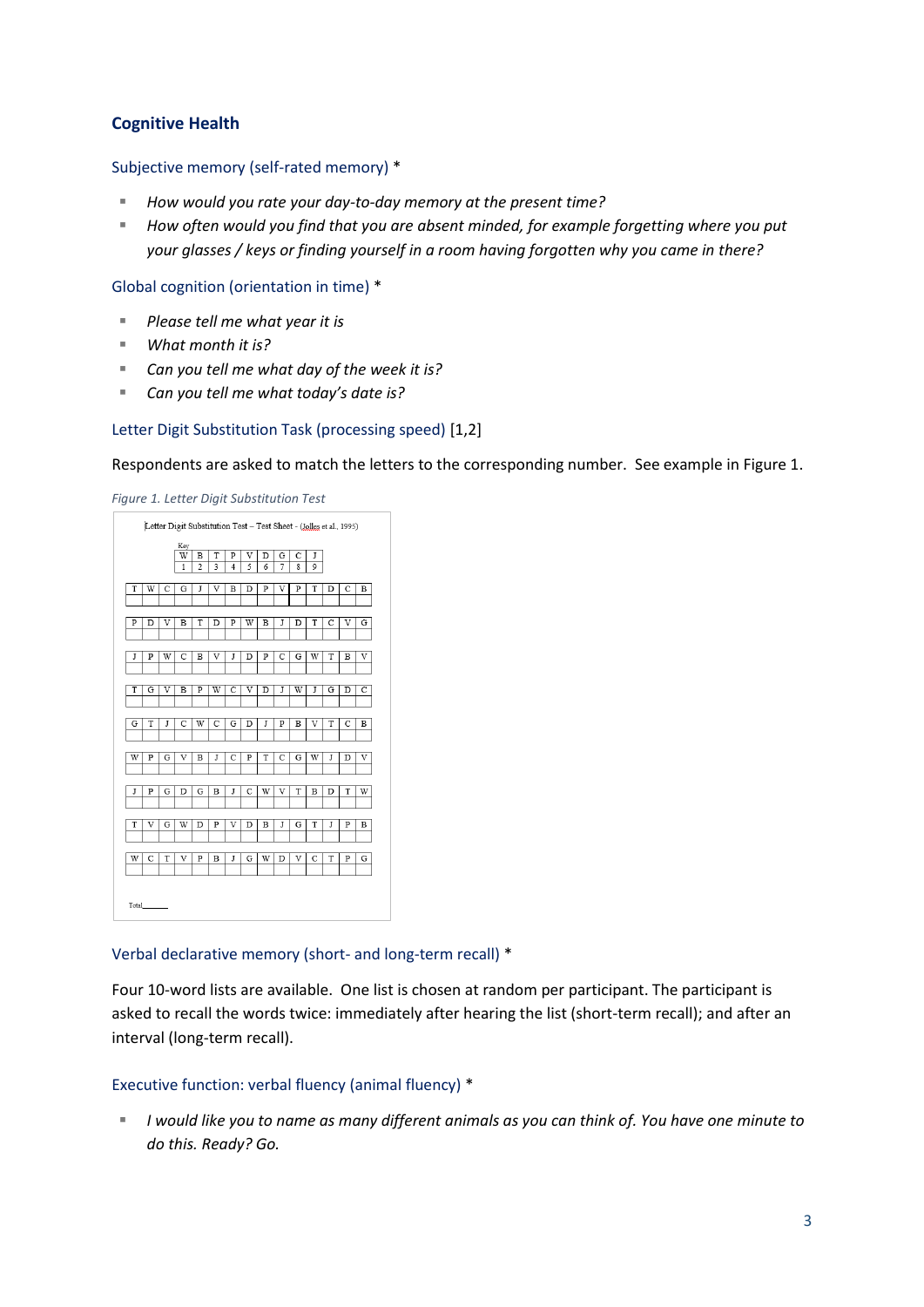## Cognitive Health

### Subjective memory (self-rated memory) *

- *How would you rate your day-to-day memory at the present time?*
- *How often would you find that you are absent minded, for example forgetting where you put your glasses / keys or finding yourself in a room having forgotten why you came in there?*

### Global cognition (orientation in time) *

- *Please tell me what year it is*
- *What month it is?*
- *Can you tell me what day of the week it is?*
- *Can you tell me what today's date is?*

### Letter Digit Substitution Task (processing speed) [1,2]

Respondents are asked to match the letters to the corresponding number. See example in Figure 1.

*Figure 1. Letter Digit Substitution Test*

Letter Digit Substitution Test – Test Sheet - (Jolles et al., 1995)

Key

| W | B | T | P | V | D | G | C | J |
|---|---|---|---|---|---|---|---|---|
| 1 | 2 | 3 | 4 | 5 | 6 | 7 | 8 | 9 |

| T | W | C | G | J | V | B | D | P | V | P | T | D | C | B |
|---|---|---|---|---|---|---|---|---|---|---|---|---|---|---|
| | | | | | | | | | | | | | | |
| P | D | V | B | T | D | P | W | B | J | D | T | C | V | G |
| | | | | | | | | | | | | | | |
| J | P | W | C | B | V | J | D | P | C | G | W | T | B | V |
| | | | | | | | | | | | | | | |
| T | G | V | B | P | W | C | V | D | J | W | J | G | D | C |
| | | | | | | | | | | | | | | |
| G | T | J | C | W | C | G | D | J | P | B | V | T | C | B |
| | | | | | | | | | | | | | | |
| W | P | G | V | B | J | C | P | T | C | G | W | J | D | V |
| | | | | | | | | | | | | | | |
| J | P | G | D | G | B | J | C | W | V | T | B | D | T | W |
| | | | | | | | | | | | | | | |
| T | V | G | W | D | P | V | D | B | J | G | T | J | P | B |
| | | | | | | | | | | | | | | |
| W | C | T | V | P | B | J | G | W | D | V | C | T | P | G |
| | | | | | | | | | | | | | | |

Total______

### Verbal declarative memory (short- and long-term recall) *

Four 10-word lists are available. One list is chosen at random per participant. The participant is asked to recall the words twice: immediately after hearing the list (short-term recall); and after an interval (long-term recall).

### Executive function: verbal fluency (animal fluency) *

- *I would like you to name as many different animals as you can think of. You have one minute to do this. Ready? Go.*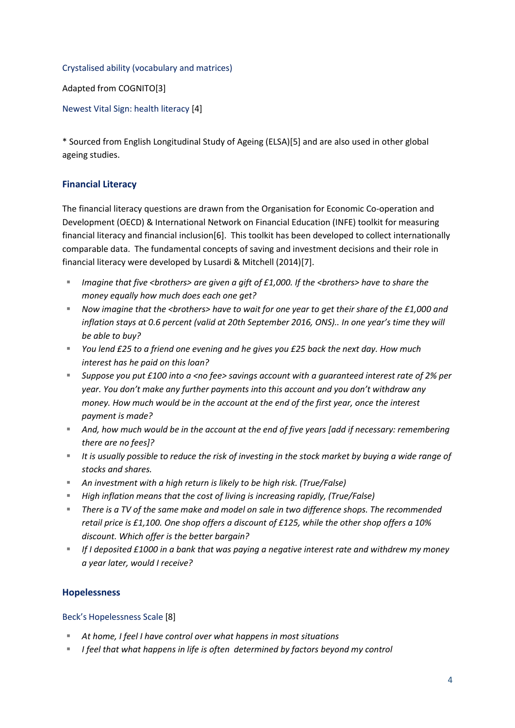Crystalised ability (vocabulary and matrices)

Adapted from COGNITO[3]

Newest Vital Sign: health literacy [4]

* Sourced from English Longitudinal Study of Ageing (ELSA)[5] and are also used in other global ageing studies.

## Financial Literacy

The financial literacy questions are drawn from the Organisation for Economic Co-operation and Development (OECD) & International Network on Financial Education (INFE) toolkit for measuring financial literacy and financial inclusion[6]. This toolkit has been developed to collect internationally comparable data. The fundamental concepts of saving and investment decisions and their role in financial literacy were developed by Lusardi & Mitchell (2014)[7].

- *Imagine that five <brothers> are given a gift of £1,000. If the <brothers> have to share the money equally how much does each one get?*
- *Now imagine that the <brothers> have to wait for one year to get their share of the £1,000 and inflation stays at 0.6 percent (valid at 20th September 2016, ONS).. In one year's time they will be able to buy?*
- *You lend £25 to a friend one evening and he gives you £25 back the next day. How much interest has he paid on this loan?*
- *Suppose you put £100 into a <no fee> savings account with a guaranteed interest rate of 2% per year. You don't make any further payments into this account and you don't withdraw any money. How much would be in the account at the end of the first year, once the interest payment is made?*
- *And, how much would be in the account at the end of five years [add if necessary: remembering there are no fees]?*
- *It is usually possible to reduce the risk of investing in the stock market by buying a wide range of stocks and shares.*
- *An investment with a high return is likely to be high risk. (True/False)*
- *High inflation means that the cost of living is increasing rapidly, (True/False)*
- *There is a TV of the same make and model on sale in two difference shops. The recommended retail price is £1,100. One shop offers a discount of £125, while the other shop offers a 10% discount. Which offer is the better bargain?*
- *If I deposited £1000 in a bank that was paying a negative interest rate and withdrew my money a year later, would I receive?*

## Hopelessness

Beck's Hopelessness Scale [8]

- *At home, I feel I have control over what happens in most situations*
- *I feel that what happens in life is often determined by factors beyond my control*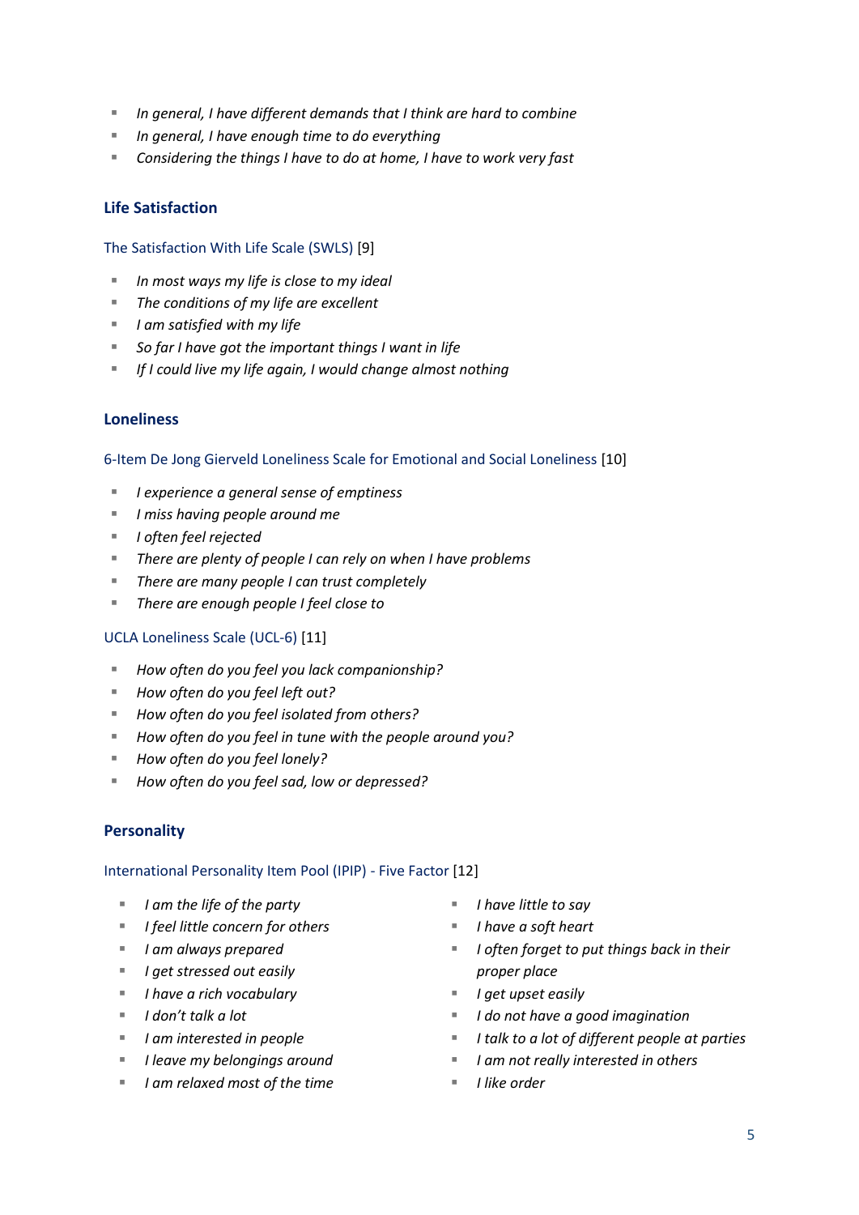- *In general, I have different demands that I think are hard to combine*
- *In general, I have enough time to do everything*
- *Considering the things I have to do at home, I have to work very fast*

## Life Satisfaction

The Satisfaction With Life Scale (SWLS) [9]

- *In most ways my life is close to my ideal*
- *The conditions of my life are excellent*
- *I am satisfied with my life*
- *So far I have got the important things I want in life*
- *If I could live my life again, I would change almost nothing*

## Loneliness

6-Item De Jong Gierveld Loneliness Scale for Emotional and Social Loneliness [10]

- *I experience a general sense of emptiness*
- *I miss having people around me*
- *I often feel rejected*
- *There are plenty of people I can rely on when I have problems*
- *There are many people I can trust completely*
- *There are enough people I feel close to*

UCLA Loneliness Scale (UCL-6) [11]

- *How often do you feel you lack companionship?*
- *How often do you feel left out?*
- *How often do you feel isolated from others?*
- *How often do you feel in tune with the people around you?*
- *How often do you feel lonely?*
- *How often do you feel sad, low or depressed?*

## Personality

International Personality Item Pool (IPIP) - Five Factor [12]

- *I am the life of the party*
- *I feel little concern for others*
- *I am always prepared*
- *I get stressed out easily*
- *I have a rich vocabulary*
- *I don't talk a lot*
- *I am interested in people*
- *I leave my belongings around*
- *I am relaxed most of the time*
- *I have little to say*
- *I have a soft heart*
- *I often forget to put things back in their proper place*
- *I get upset easily*
- *I do not have a good imagination*
- *I talk to a lot of different people at parties*
- *I am not really interested in others*
- *I like order*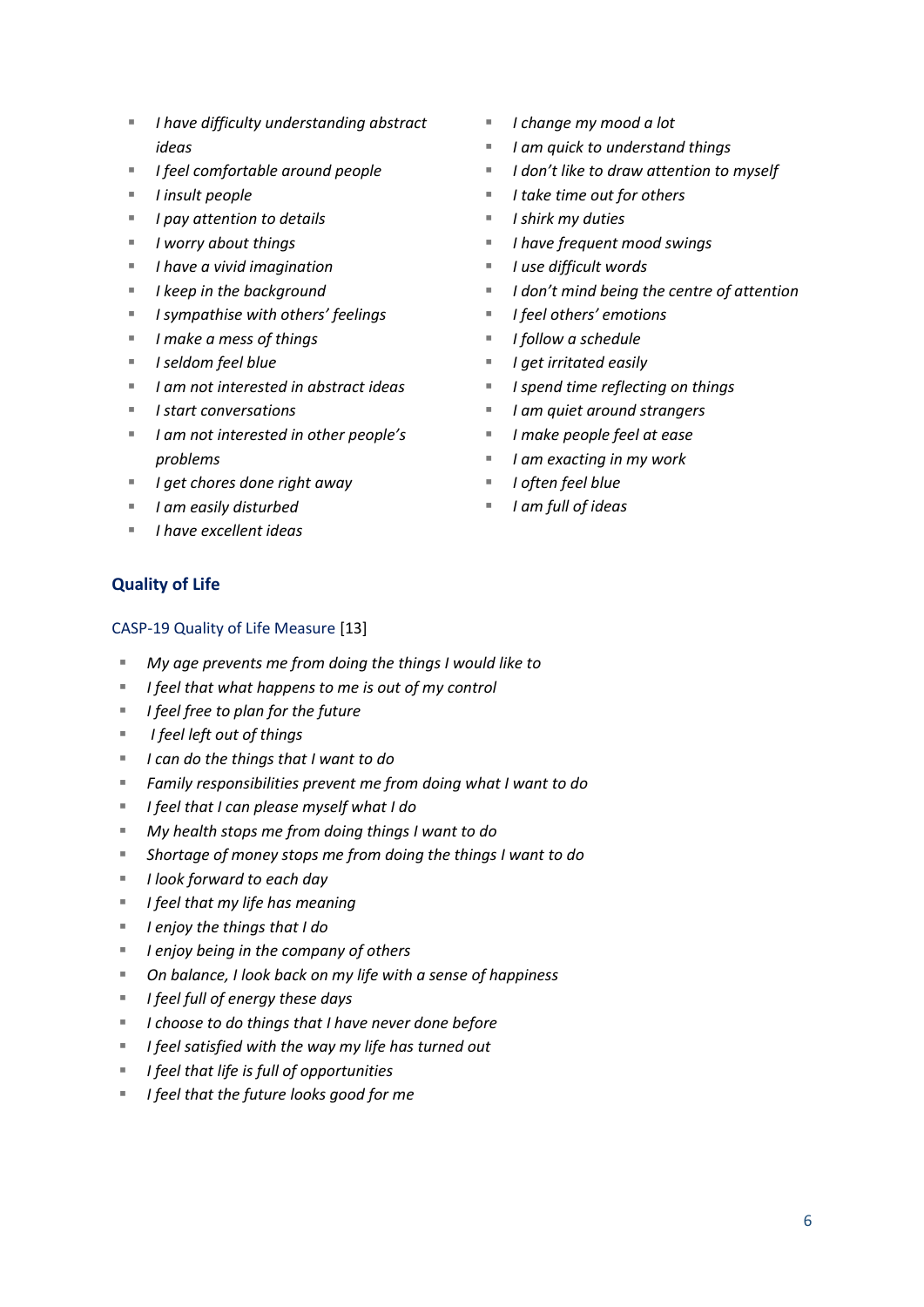- *I have difficulty understanding abstract ideas*
- *I feel comfortable around people*
- *I insult people*
- *I pay attention to details*
- *I worry about things*
- *I have a vivid imagination*
- *I keep in the background*
- *I sympathise with others' feelings*
- *I make a mess of things*
- *I seldom feel blue*
- *I am not interested in abstract ideas*
- *I start conversations*
- *I am not interested in other people's problems*
- *I get chores done right away*
- *I am easily disturbed*
- *I have excellent ideas*
- *I change my mood a lot*
- *I am quick to understand things*
- *I don't like to draw attention to myself*
- *I take time out for others*
- *I shirk my duties*
- *I have frequent mood swings*
- *I use difficult words*
- *I don't mind being the centre of attention*
- *I feel others' emotions*
- *I follow a schedule*
- *I get irritated easily*
- *I spend time reflecting on things*
- *I am quiet around strangers*
- *I make people feel at ease*
- *I am exacting in my work*
- *I often feel blue*
- *I am full of ideas*

## Quality of Life

### CASP-19 Quality of Life Measure [13]

- *My age prevents me from doing the things I would like to*
- *I feel that what happens to me is out of my control*
- *I feel free to plan for the future*
- *I feel left out of things*
- *I can do the things that I want to do*
- *Family responsibilities prevent me from doing what I want to do*
- *I feel that I can please myself what I do*
- *My health stops me from doing things I want to do*
- *Shortage of money stops me from doing the things I want to do*
- *I look forward to each day*
- *I feel that my life has meaning*
- *I enjoy the things that I do*
- *I enjoy being in the company of others*
- *On balance, I look back on my life with a sense of happiness*
- *I feel full of energy these days*
- *I choose to do things that I have never done before*
- *I feel satisfied with the way my life has turned out*
- *I feel that life is full of opportunities*
- *I feel that the future looks good for me*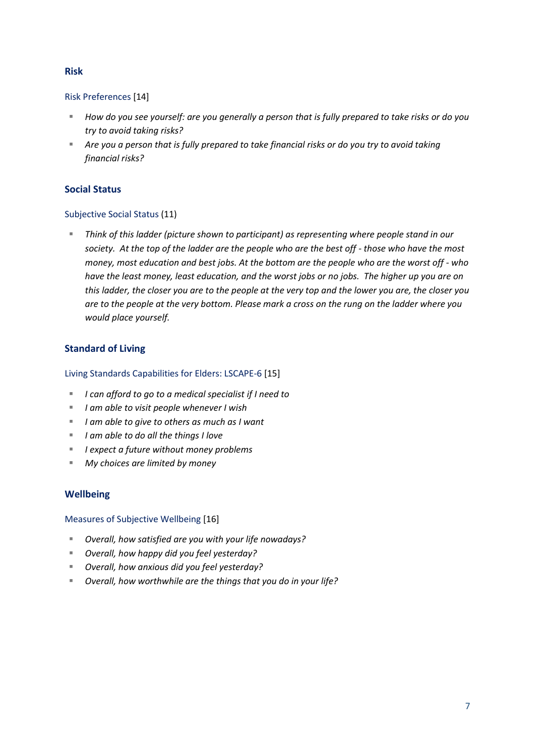## Risk

### Risk Preferences [14]

- *How do you see yourself: are you generally a person that is fully prepared to take risks or do you try to avoid taking risks?*
- *Are you a person that is fully prepared to take financial risks or do you try to avoid taking financial risks?*

## Social Status

### Subjective Social Status (11)

- *Think of this ladder (picture shown to participant) as representing where people stand in our society. At the top of the ladder are the people who are the best off - those who have the most money, most education and best jobs. At the bottom are the people who are the worst off - who have the least money, least education, and the worst jobs or no jobs. The higher up you are on this ladder, the closer you are to the people at the very top and the lower you are, the closer you are to the people at the very bottom. Please mark a cross on the rung on the ladder where you would place yourself.*

## Standard of Living

### Living Standards Capabilities for Elders: LSCAPE-6 [15]

- *I can afford to go to a medical specialist if I need to*
- *I am able to visit people whenever I wish*
- *I am able to give to others as much as I want*
- *I am able to do all the things I love*
- *I expect a future without money problems*
- *My choices are limited by money*

## Wellbeing

### Measures of Subjective Wellbeing [16]

- *Overall, how satisfied are you with your life nowadays?*
- *Overall, how happy did you feel yesterday?*
- *Overall, how anxious did you feel yesterday?*
- *Overall, how worthwhile are the things that you do in your life?*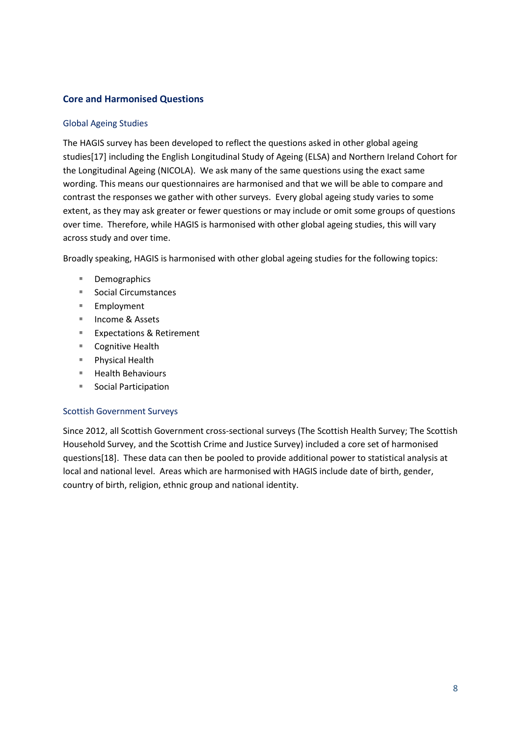## Core and Harmonised Questions

### Global Ageing Studies

The HAGIS survey has been developed to reflect the questions asked in other global ageing studies[17] including the English Longitudinal Study of Ageing (ELSA) and Northern Ireland Cohort for the Longitudinal Ageing (NICOLA). We ask many of the same questions using the exact same wording. This means our questionnaires are harmonised and that we will be able to compare and contrast the responses we gather with other surveys. Every global ageing study varies to some extent, as they may ask greater or fewer questions or may include or omit some groups of questions over time. Therefore, while HAGIS is harmonised with other global ageing studies, this will vary across study and over time.

Broadly speaking, HAGIS is harmonised with other global ageing studies for the following topics:

- Demographics
- Social Circumstances
- Employment
- Income & Assets
- Expectations & Retirement
- Cognitive Health
- Physical Health
- Health Behaviours
- Social Participation

### Scottish Government Surveys

Since 2012, all Scottish Government cross-sectional surveys (The Scottish Health Survey; The Scottish Household Survey, and the Scottish Crime and Justice Survey) included a core set of harmonised questions[18]. These data can then be pooled to provide additional power to statistical analysis at local and national level. Areas which are harmonised with HAGIS include date of birth, gender, country of birth, religion, ethnic group and national identity.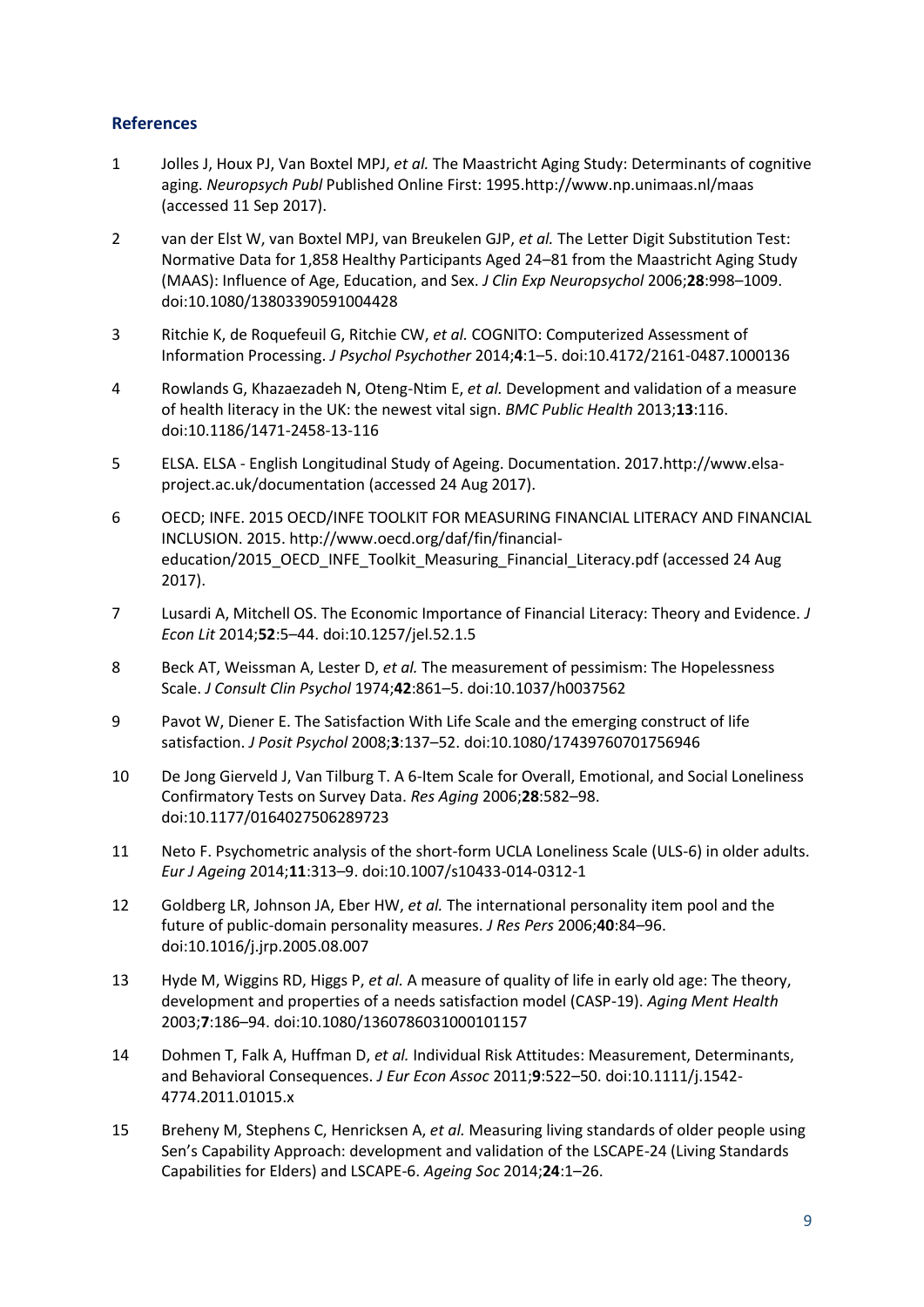## References

1. Jolles J, Houx PJ, Van Boxtel MPJ, *et al.* The Maastricht Aging Study: Determinants of cognitive aging. *Neuropsych Publ* Published Online First: 1995.http://www.np.unimaas.nl/maas (accessed 11 Sep 2017).

2. van der Elst W, van Boxtel MPJ, van Breukelen GJP, *et al.* The Letter Digit Substitution Test: Normative Data for 1,858 Healthy Participants Aged 24–81 from the Maastricht Aging Study (MAAS): Influence of Age, Education, and Sex. *J Clin Exp Neuropsychol* 2006;**28**:998–1009. doi:10.1080/13803390591004428

3. Ritchie K, de Roquefeuil G, Ritchie CW, *et al.* COGNITO: Computerized Assessment of Information Processing. *J Psychol Psychother* 2014;**4**:1–5. doi:10.4172/2161-0487.1000136

4. Rowlands G, Khazaezadeh N, Oteng-Ntim E, *et al.* Development and validation of a measure of health literacy in the UK: the newest vital sign. *BMC Public Health* 2013;**13**:116. doi:10.1186/1471-2458-13-116

5. ELSA. ELSA - English Longitudinal Study of Ageing. Documentation. 2017.http://www.elsa-project.ac.uk/documentation (accessed 24 Aug 2017).

6. OECD; INFE. 2015 OECD/INFE TOOLKIT FOR MEASURING FINANCIAL LITERACY AND FINANCIAL INCLUSION. 2015. http://www.oecd.org/daf/fin/financial-education/2015_OECD_INFE_Toolkit_Measuring_Financial_Literacy.pdf (accessed 24 Aug 2017).

7. Lusardi A, Mitchell OS. The Economic Importance of Financial Literacy: Theory and Evidence. *J Econ Lit* 2014;**52**:5–44. doi:10.1257/jel.52.1.5

8. Beck AT, Weissman A, Lester D, *et al.* The measurement of pessimism: The Hopelessness Scale. *J Consult Clin Psychol* 1974;**42**:861–5. doi:10.1037/h0037562

9. Pavot W, Diener E. The Satisfaction With Life Scale and the emerging construct of life satisfaction. *J Posit Psychol* 2008;**3**:137–52. doi:10.1080/17439760701756946

10. De Jong Gierveld J, Van Tilburg T. A 6-Item Scale for Overall, Emotional, and Social Loneliness Confirmatory Tests on Survey Data. *Res Aging* 2006;**28**:582–98. doi:10.1177/0164027506289723

11. Neto F. Psychometric analysis of the short-form UCLA Loneliness Scale (ULS-6) in older adults. *Eur J Ageing* 2014;**11**:313–9. doi:10.1007/s10433-014-0312-1

12. Goldberg LR, Johnson JA, Eber HW, *et al.* The international personality item pool and the future of public-domain personality measures. *J Res Pers* 2006;**40**:84–96. doi:10.1016/j.jrp.2005.08.007

13. Hyde M, Wiggins RD, Higgs P, *et al.* A measure of quality of life in early old age: The theory, development and properties of a needs satisfaction model (CASP-19). *Aging Ment Health* 2003;**7**:186–94. doi:10.1080/1360786031000101157

14. Dohmen T, Falk A, Huffman D, *et al.* Individual Risk Attitudes: Measurement, Determinants, and Behavioral Consequences. *J Eur Econ Assoc* 2011;**9**:522–50. doi:10.1111/j.1542-4774.2011.01015.x

15. Breheny M, Stephens C, Henricksen A, *et al.* Measuring living standards of older people using Sen's Capability Approach: development and validation of the LSCAPE-24 (Living Standards Capabilities for Elders) and LSCAPE-6. *Ageing Soc* 2014;**24**:1–26.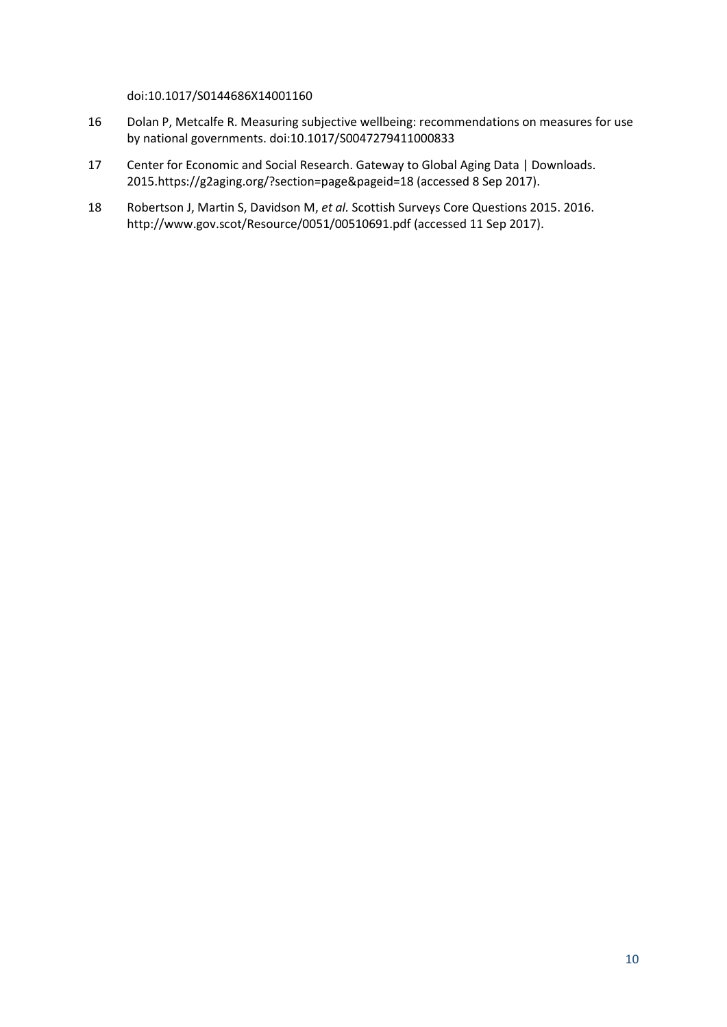doi:10.1017/S0144686X14001160

16 Dolan P, Metcalfe R. Measuring subjective wellbeing: recommendations on measures for use by national governments. doi:10.1017/S0047279411000833

17 Center for Economic and Social Research. Gateway to Global Aging Data | Downloads. 2015.https://g2aging.org/?section=page&pageid=18 (accessed 8 Sep 2017).

18 Robertson J, Martin S, Davidson M, *et al.* Scottish Surveys Core Questions 2015. 2016. http://www.gov.scot/Resource/0051/00510691.pdf (accessed 11 Sep 2017).